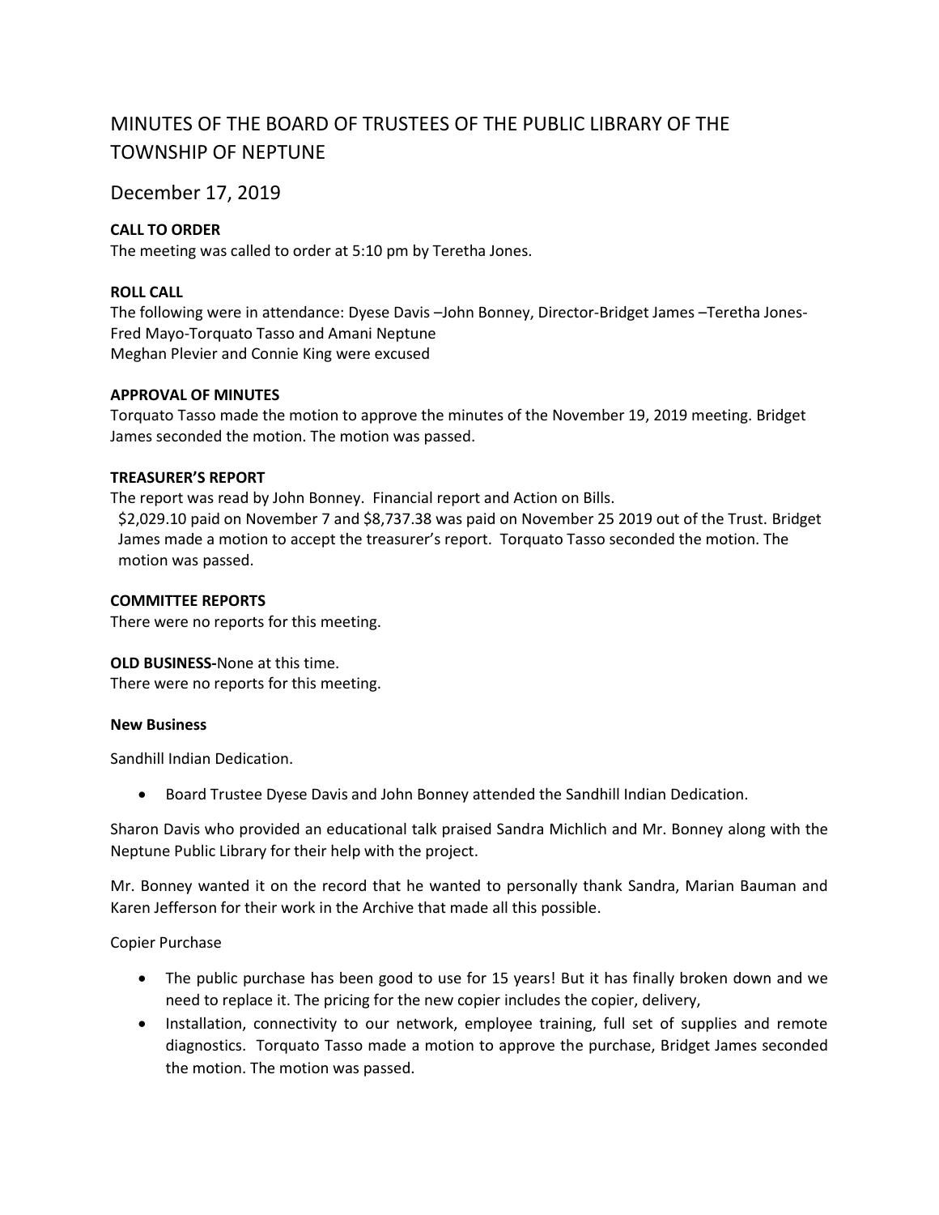# MINUTES OF THE BOARD OF TRUSTEES OF THE PUBLIC LIBRARY OF THE TOWNSHIP OF NEPTUNE

## December 17, 2019

**CALL TO ORDER**
The meeting was called to order at 5:10 pm by Teretha Jones.

**ROLL CALL**
The following were in attendance: Dyese Davis –John Bonney, Director-Bridget James –Teretha Jones-Fred Mayo-Torquato Tasso and Amani Neptune
Meghan Plevier and Connie King were excused

**APPROVAL OF MINUTES**
Torquato Tasso made the motion to approve the minutes of the November 19, 2019 meeting. Bridget James seconded the motion. The motion was passed.

**TREASURER'S REPORT**
The report was read by John Bonney. Financial report and Action on Bills.
$2,029.10 paid on November 7 and $8,737.38 was paid on November 25 2019 out of the Trust. Bridget James made a motion to accept the treasurer's report. Torquato Tasso seconded the motion. The motion was passed.

**COMMITTEE REPORTS**
There were no reports for this meeting.

**OLD BUSINESS-**None at this time.
There were no reports for this meeting.

**New Business**

Sandhill Indian Dedication.

- Board Trustee Dyese Davis and John Bonney attended the Sandhill Indian Dedication.

Sharon Davis who provided an educational talk praised Sandra Michlich and Mr. Bonney along with the Neptune Public Library for their help with the project.

Mr. Bonney wanted it on the record that he wanted to personally thank Sandra, Marian Bauman and Karen Jefferson for their work in the Archive that made all this possible.

Copier Purchase

- The public purchase has been good to use for 15 years! But it has finally broken down and we need to replace it. The pricing for the new copier includes the copier, delivery,
- Installation, connectivity to our network, employee training, full set of supplies and remote diagnostics. Torquato Tasso made a motion to approve the purchase, Bridget James seconded the motion. The motion was passed.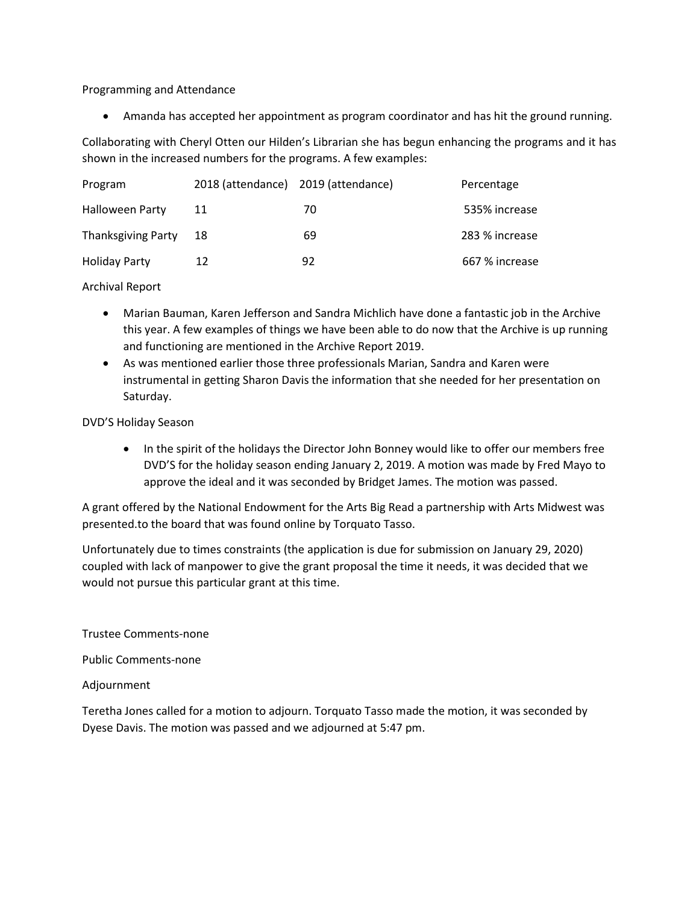Programming and Attendance

- Amanda has accepted her appointment as program coordinator and has hit the ground running.

Collaborating with Cheryl Otten our Hilden's Librarian she has begun enhancing the programs and it has shown in the increased numbers for the programs. A few examples:

| Program | 2018 (attendance) | 2019 (attendance) | Percentage |
|---|---|---|---|
| Halloween Party | 11 | 70 | 535% increase |
| Thanksgiving Party | 18 | 69 | 283 % increase |
| Holiday Party | 12 | 92 | 667 % increase |

Archival Report

- Marian Bauman, Karen Jefferson and Sandra Michlich have done a fantastic job in the Archive this year. A few examples of things we have been able to do now that the Archive is up running and functioning are mentioned in the Archive Report 2019.
- As was mentioned earlier those three professionals Marian, Sandra and Karen were instrumental in getting Sharon Davis the information that she needed for her presentation on Saturday.

DVD'S Holiday Season

- In the spirit of the holidays the Director John Bonney would like to offer our members free DVD'S for the holiday season ending January 2, 2019. A motion was made by Fred Mayo to approve the ideal and it was seconded by Bridget James. The motion was passed.

A grant offered by the National Endowment for the Arts Big Read a partnership with Arts Midwest was presented.to the board that was found online by Torquato Tasso.

Unfortunately due to times constraints (the application is due for submission on January 29, 2020) coupled with lack of manpower to give the grant proposal the time it needs, it was decided that we would not pursue this particular grant at this time.

Trustee Comments-none

Public Comments-none

Adjournment

Teretha Jones called for a motion to adjourn. Torquato Tasso made the motion, it was seconded by Dyese Davis. The motion was passed and we adjourned at 5:47 pm.